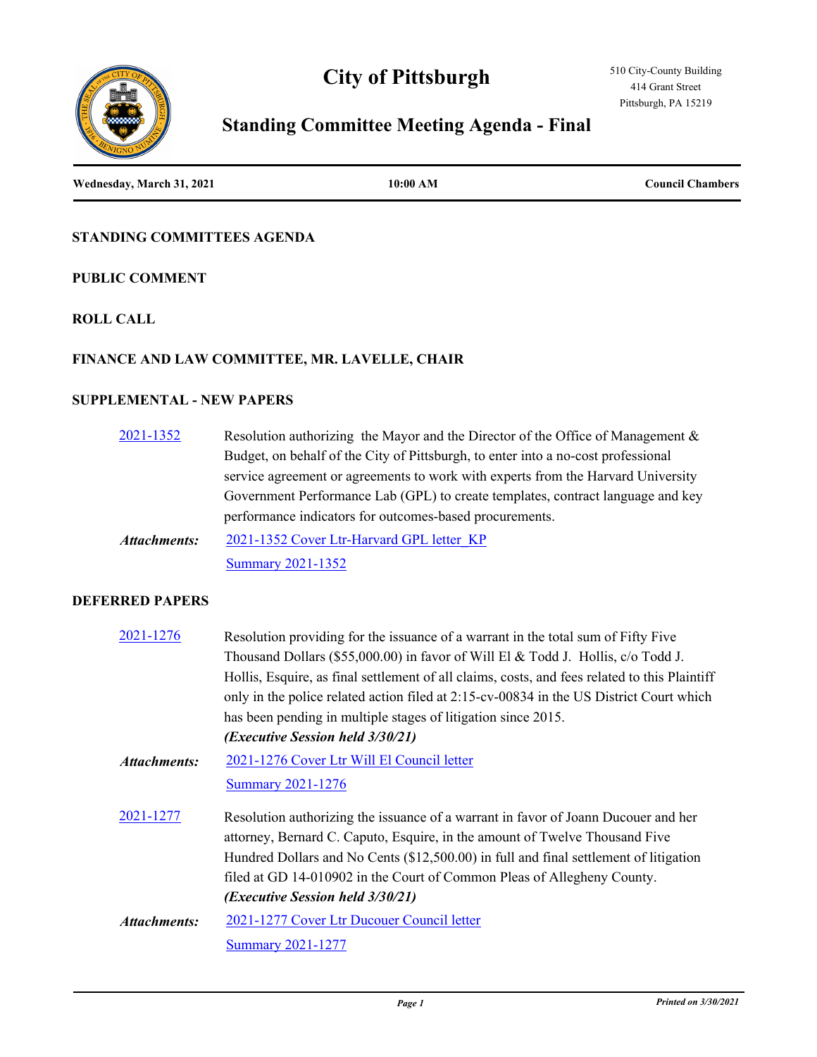# City of Pittsburgh

510 City-County Building
414 Grant Street
Pittsburgh, PA 15219

## Standing Committee Meeting Agenda - Final

**Wednesday, March 31, 2021** **10:00 AM** **Council Chambers**

### STANDING COMMITTEES AGENDA

### PUBLIC COMMENT

### ROLL CALL

### FINANCE AND LAW COMMITTEE, MR. LAVELLE, CHAIR

### SUPPLEMENTAL - NEW PAPERS

**2021-1352** Resolution authorizing the Mayor and the Director of the Office of Management & Budget, on behalf of the City of Pittsburgh, to enter into a no-cost professional service agreement or agreements to work with experts from the Harvard University Government Performance Lab (GPL) to create templates, contract language and key performance indicators for outcomes-based procurements.

***Attachments:*** 2021-1352 Cover Ltr-Harvard GPL letter_KP
Summary 2021-1352

### DEFERRED PAPERS

**2021-1276** Resolution providing for the issuance of a warrant in the total sum of Fifty Five Thousand Dollars ($55,000.00) in favor of Will El & Todd J. Hollis, c/o Todd J. Hollis, Esquire, as final settlement of all claims, costs, and fees related to this Plaintiff only in the police related action filed at 2:15-cv-00834 in the US District Court which has been pending in multiple stages of litigation since 2015.
***(Executive Session held 3/30/21)***

***Attachments:*** 2021-1276 Cover Ltr Will El Council letter
Summary 2021-1276

**2021-1277** Resolution authorizing the issuance of a warrant in favor of Joann Ducouer and her attorney, Bernard C. Caputo, Esquire, in the amount of Twelve Thousand Five Hundred Dollars and No Cents ($12,500.00) in full and final settlement of litigation filed at GD 14-010902 in the Court of Common Pleas of Allegheny County.
***(Executive Session held 3/30/21)***

***Attachments:*** 2021-1277 Cover Ltr Ducouer Council letter
Summary 2021-1277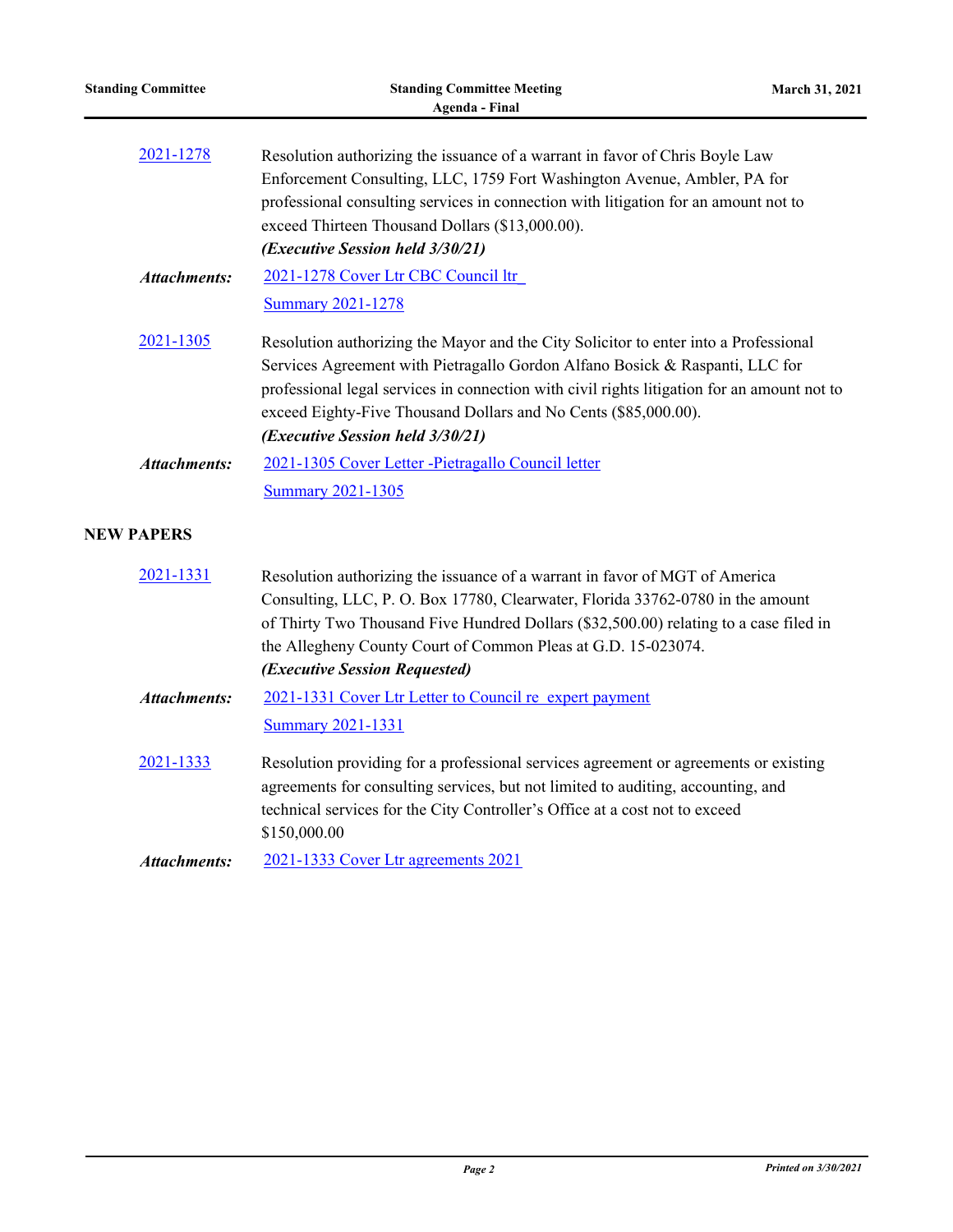2021-1278 Resolution authorizing the issuance of a warrant in favor of Chris Boyle Law Enforcement Consulting, LLC, 1759 Fort Washington Avenue, Ambler, PA for professional consulting services in connection with litigation for an amount not to exceed Thirteen Thousand Dollars ($13,000.00).

***(Executive Session held 3/30/21)***

***Attachments:*** 2021-1278 Cover Ltr CBC Council ltr

Summary 2021-1278

2021-1305 Resolution authorizing the Mayor and the City Solicitor to enter into a Professional Services Agreement with Pietragallo Gordon Alfano Bosick & Raspanti, LLC for professional legal services in connection with civil rights litigation for an amount not to exceed Eighty-Five Thousand Dollars and No Cents ($85,000.00).

***(Executive Session held 3/30/21)***

***Attachments:*** 2021-1305 Cover Letter -Pietragallo Council letter

Summary 2021-1305

## NEW PAPERS

2021-1331 Resolution authorizing the issuance of a warrant in favor of MGT of America Consulting, LLC, P. O. Box 17780, Clearwater, Florida 33762-0780 in the amount of Thirty Two Thousand Five Hundred Dollars ($32,500.00) relating to a case filed in the Allegheny County Court of Common Pleas at G.D. 15-023074.

***(Executive Session Requested)***

***Attachments:*** 2021-1331 Cover Ltr Letter to Council re expert payment

Summary 2021-1331

2021-1333 Resolution providing for a professional services agreement or agreements or existing agreements for consulting services, but not limited to auditing, accounting, and technical services for the City Controller's Office at a cost not to exceed $150,000.00

***Attachments:*** 2021-1333 Cover Ltr agreements 2021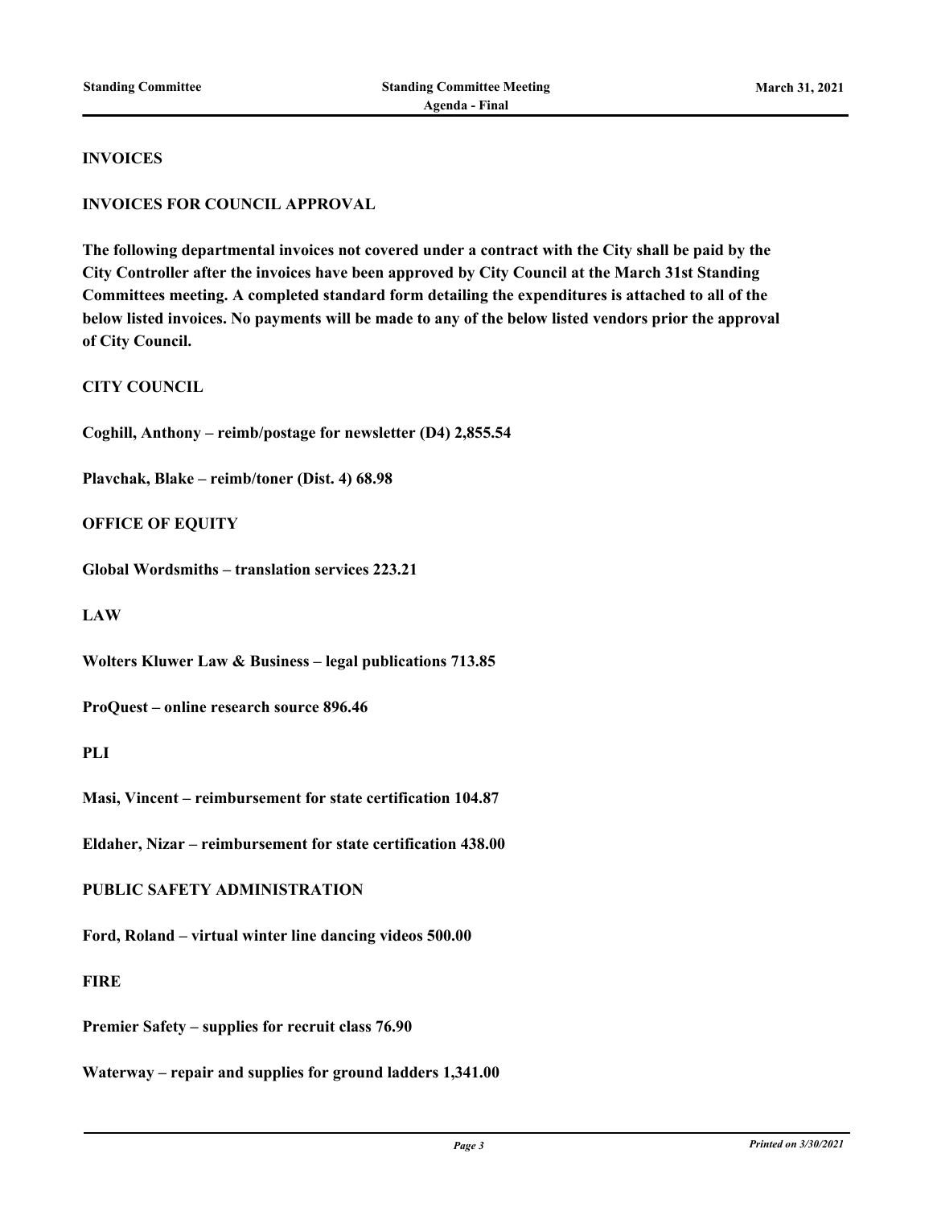## INVOICES

## INVOICES FOR COUNCIL APPROVAL

**The following departmental invoices not covered under a contract with the City shall be paid by the City Controller after the invoices have been approved by City Council at the March 31st Standing Committees meeting. A completed standard form detailing the expenditures is attached to all of the below listed invoices. No payments will be made to any of the below listed vendors prior the approval of City Council.**

### CITY COUNCIL

**Coghill, Anthony – reimb/postage for newsletter (D4) 2,855.54**

**Plavchak, Blake – reimb/toner (Dist. 4) 68.98**

### OFFICE OF EQUITY

**Global Wordsmiths – translation services 223.21**

### LAW

**Wolters Kluwer Law & Business – legal publications 713.85**

**ProQuest – online research source 896.46**

### PLI

**Masi, Vincent – reimbursement for state certification 104.87**

**Eldaher, Nizar – reimbursement for state certification 438.00**

### PUBLIC SAFETY ADMINISTRATION

**Ford, Roland – virtual winter line dancing videos 500.00**

### FIRE

**Premier Safety – supplies for recruit class 76.90**

**Waterway – repair and supplies for ground ladders 1,341.00**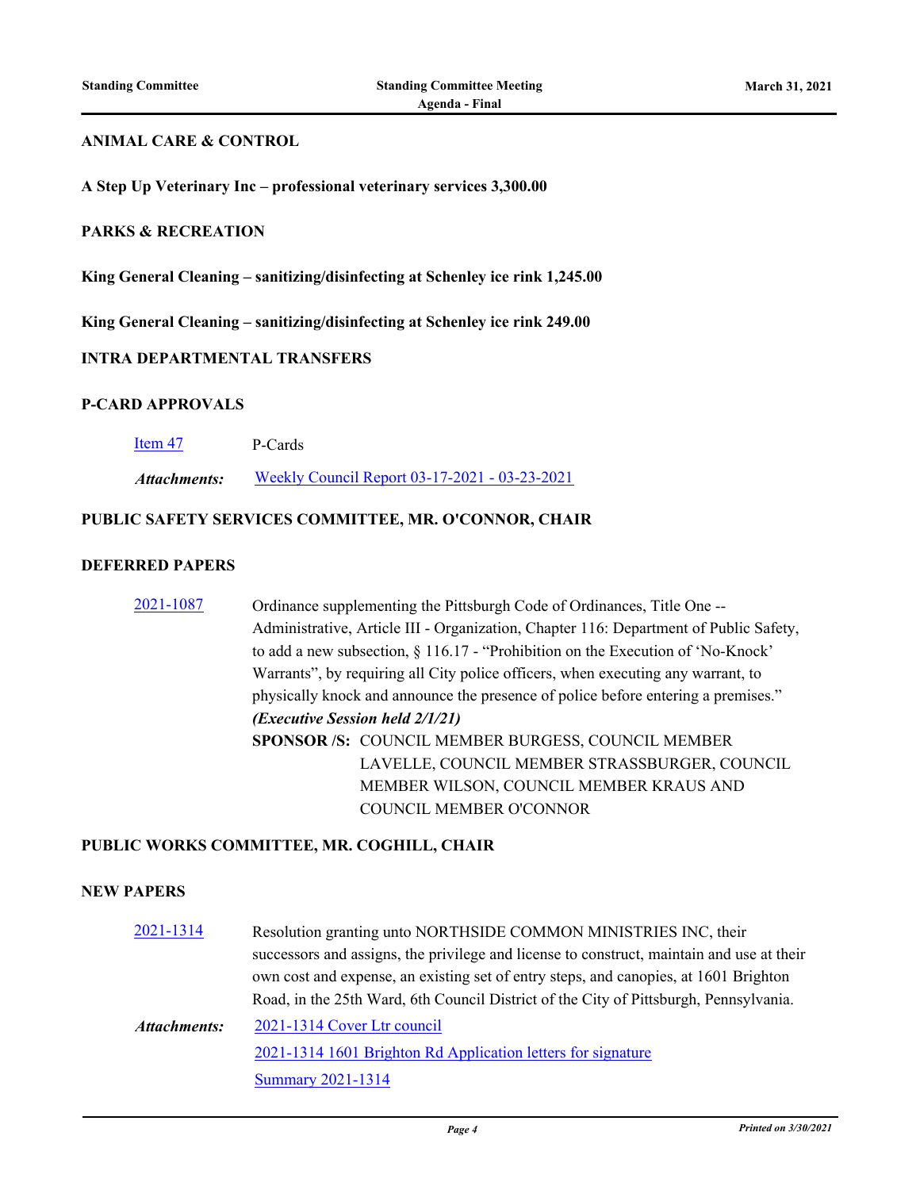**ANIMAL CARE & CONTROL**

**A Step Up Veterinary Inc – professional veterinary services 3,300.00**

**PARKS & RECREATION**

**King General Cleaning – sanitizing/disinfecting at Schenley ice rink 1,245.00**

**King General Cleaning – sanitizing/disinfecting at Schenley ice rink 249.00**

**INTRA DEPARTMENTAL TRANSFERS**

**P-CARD APPROVALS**

Item 47 P-Cards

*Attachments:* Weekly Council Report 03-17-2021 - 03-23-2021

**PUBLIC SAFETY SERVICES COMMITTEE, MR. O'CONNOR, CHAIR**

**DEFERRED PAPERS**

2021-1087 Ordinance supplementing the Pittsburgh Code of Ordinances, Title One -- Administrative, Article III - Organization, Chapter 116: Department of Public Safety, to add a new subsection, § 116.17 - "Prohibition on the Execution of 'No-Knock' Warrants", by requiring all City police officers, when executing any warrant, to physically knock and announce the presence of police before entering a premises."
***(Executive Session held 2/1/21)***

**SPONSOR /S:** COUNCIL MEMBER BURGESS, COUNCIL MEMBER LAVELLE, COUNCIL MEMBER STRASSBURGER, COUNCIL MEMBER WILSON, COUNCIL MEMBER KRAUS AND COUNCIL MEMBER O'CONNOR

**PUBLIC WORKS COMMITTEE, MR. COGHILL, CHAIR**

**NEW PAPERS**

2021-1314 Resolution granting unto NORTHSIDE COMMON MINISTRIES INC, their successors and assigns, the privilege and license to construct, maintain and use at their own cost and expense, an existing set of entry steps, and canopies, at 1601 Brighton Road, in the 25th Ward, 6th Council District of the City of Pittsburgh, Pennsylvania.

*Attachments:* 2021-1314 Cover Ltr council
2021-1314 1601 Brighton Rd Application letters for signature
Summary 2021-1314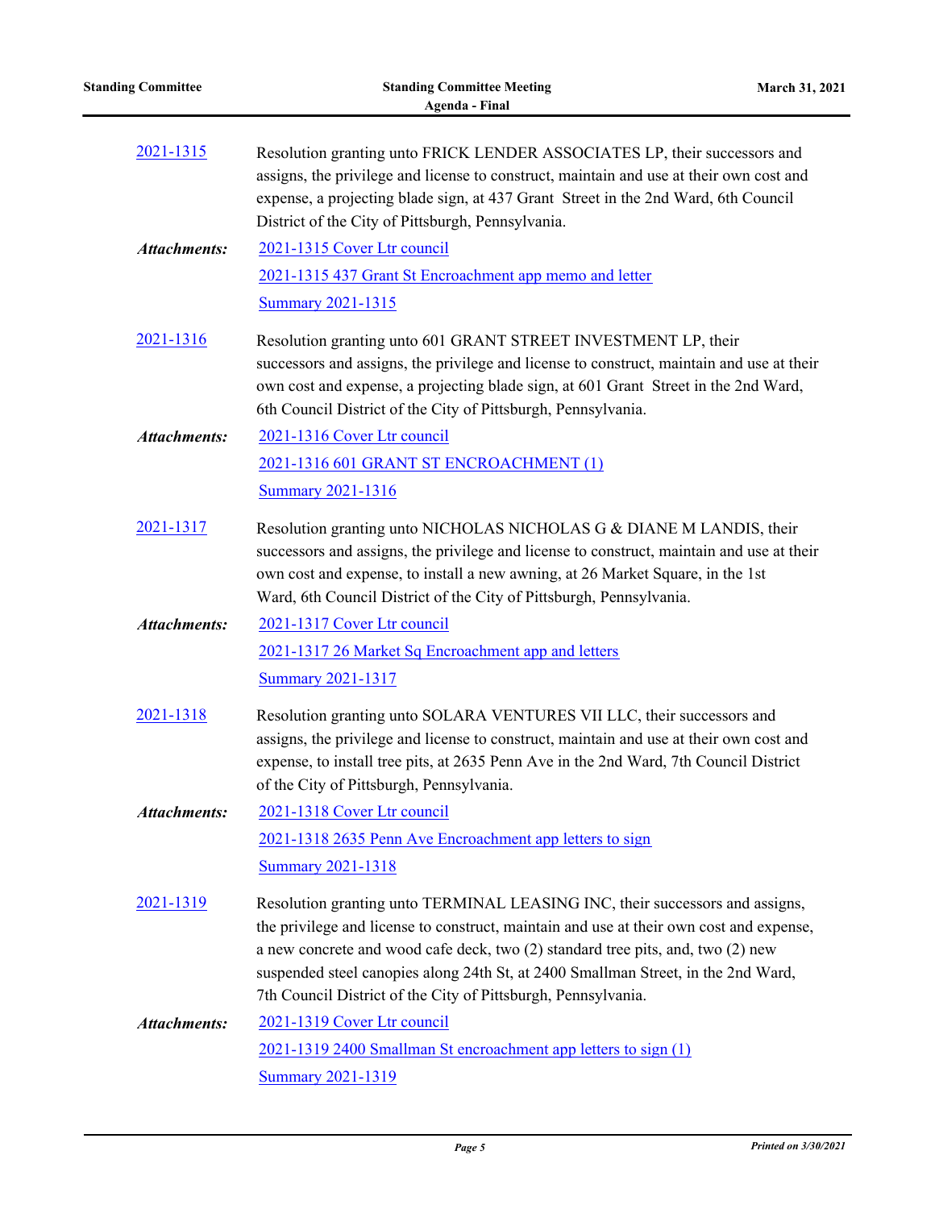2021-1315 Resolution granting unto FRICK LENDER ASSOCIATES LP, their successors and assigns, the privilege and license to construct, maintain and use at their own cost and expense, a projecting blade sign, at 437 Grant Street in the 2nd Ward, 6th Council District of the City of Pittsburgh, Pennsylvania.

***Attachments:*** 2021-1315 Cover Ltr council
2021-1315 437 Grant St Encroachment app memo and letter
Summary 2021-1315

2021-1316 Resolution granting unto 601 GRANT STREET INVESTMENT LP, their successors and assigns, the privilege and license to construct, maintain and use at their own cost and expense, a projecting blade sign, at 601 Grant Street in the 2nd Ward, 6th Council District of the City of Pittsburgh, Pennsylvania.

***Attachments:*** 2021-1316 Cover Ltr council
2021-1316 601 GRANT ST ENCROACHMENT (1)
Summary 2021-1316

2021-1317 Resolution granting unto NICHOLAS NICHOLAS G & DIANE M LANDIS, their successors and assigns, the privilege and license to construct, maintain and use at their own cost and expense, to install a new awning, at 26 Market Square, in the 1st Ward, 6th Council District of the City of Pittsburgh, Pennsylvania.

***Attachments:*** 2021-1317 Cover Ltr council
2021-1317 26 Market Sq Encroachment app and letters
Summary 2021-1317

2021-1318 Resolution granting unto SOLARA VENTURES VII LLC, their successors and assigns, the privilege and license to construct, maintain and use at their own cost and expense, to install tree pits, at 2635 Penn Ave in the 2nd Ward, 7th Council District of the City of Pittsburgh, Pennsylvania.

***Attachments:*** 2021-1318 Cover Ltr council
2021-1318 2635 Penn Ave Encroachment app letters to sign
Summary 2021-1318

2021-1319 Resolution granting unto TERMINAL LEASING INC, their successors and assigns, the privilege and license to construct, maintain and use at their own cost and expense, a new concrete and wood cafe deck, two (2) standard tree pits, and, two (2) new suspended steel canopies along 24th St, at 2400 Smallman Street, in the 2nd Ward, 7th Council District of the City of Pittsburgh, Pennsylvania.

***Attachments:*** 2021-1319 Cover Ltr council
2021-1319 2400 Smallman St encroachment app letters to sign (1)
Summary 2021-1319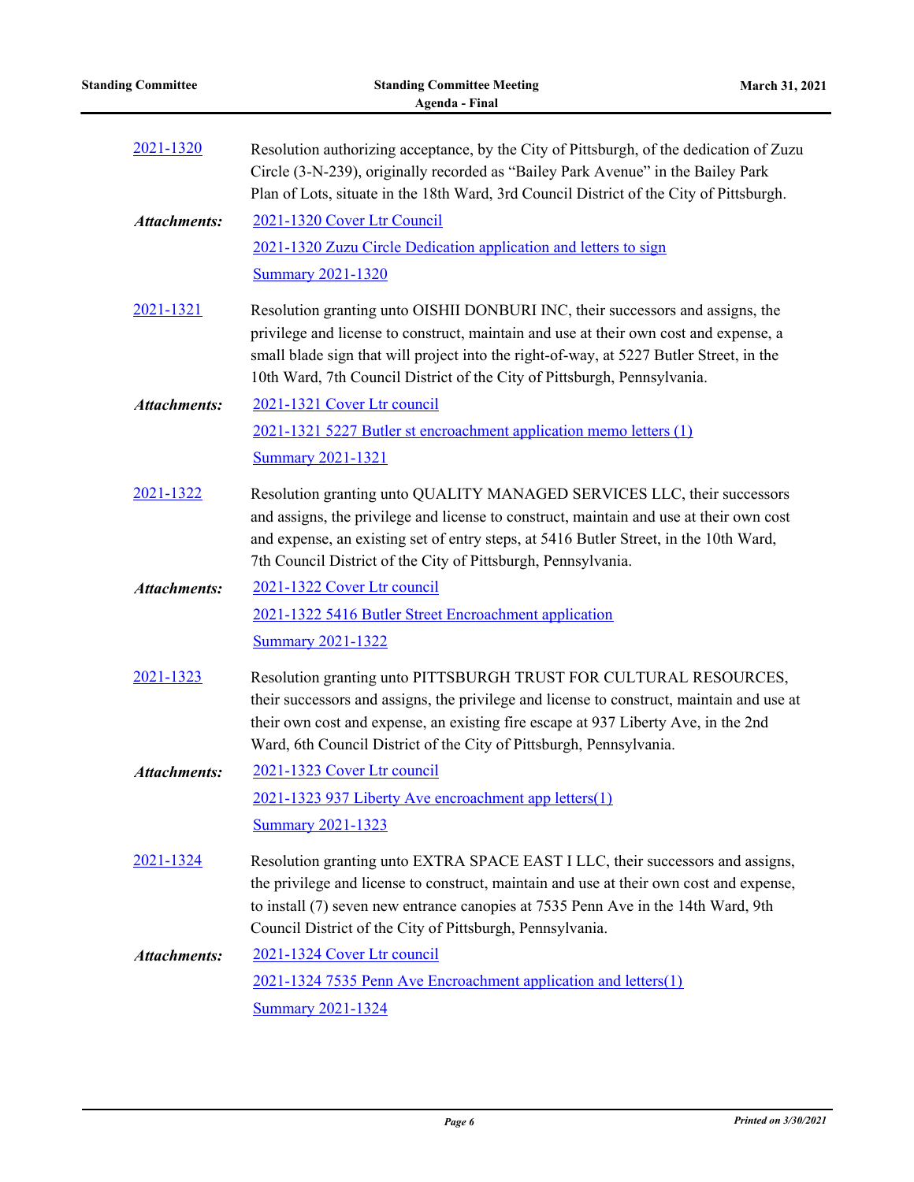**2021-1320** Resolution authorizing acceptance, by the City of Pittsburgh, of the dedication of Zuzu Circle (3-N-239), originally recorded as "Bailey Park Avenue" in the Bailey Park Plan of Lots, situate in the 18th Ward, 3rd Council District of the City of Pittsburgh.

***Attachments:***
- 2021-1320 Cover Ltr Council
- 2021-1320 Zuzu Circle Dedication application and letters to sign
- Summary 2021-1320

**2021-1321** Resolution granting unto OISHII DONBURI INC, their successors and assigns, the privilege and license to construct, maintain and use at their own cost and expense, a small blade sign that will project into the right-of-way, at 5227 Butler Street, in the 10th Ward, 7th Council District of the City of Pittsburgh, Pennsylvania.

***Attachments:***
- 2021-1321 Cover Ltr council
- 2021-1321 5227 Butler st encroachment application memo letters (1)
- Summary 2021-1321

**2021-1322** Resolution granting unto QUALITY MANAGED SERVICES LLC, their successors and assigns, the privilege and license to construct, maintain and use at their own cost and expense, an existing set of entry steps, at 5416 Butler Street, in the 10th Ward, 7th Council District of the City of Pittsburgh, Pennsylvania.

***Attachments:***
- 2021-1322 Cover Ltr council
- 2021-1322 5416 Butler Street Encroachment application
- Summary 2021-1322

**2021-1323** Resolution granting unto PITTSBURGH TRUST FOR CULTURAL RESOURCES, their successors and assigns, the privilege and license to construct, maintain and use at their own cost and expense, an existing fire escape at 937 Liberty Ave, in the 2nd Ward, 6th Council District of the City of Pittsburgh, Pennsylvania.

***Attachments:***
- 2021-1323 Cover Ltr council
- 2021-1323 937 Liberty Ave encroachment app letters(1)
- Summary 2021-1323

**2021-1324** Resolution granting unto EXTRA SPACE EAST I LLC, their successors and assigns, the privilege and license to construct, maintain and use at their own cost and expense, to install (7) seven new entrance canopies at 7535 Penn Ave in the 14th Ward, 9th Council District of the City of Pittsburgh, Pennsylvania.

***Attachments:***
- 2021-1324 Cover Ltr council
- 2021-1324 7535 Penn Ave Encroachment application and letters(1)
- Summary 2021-1324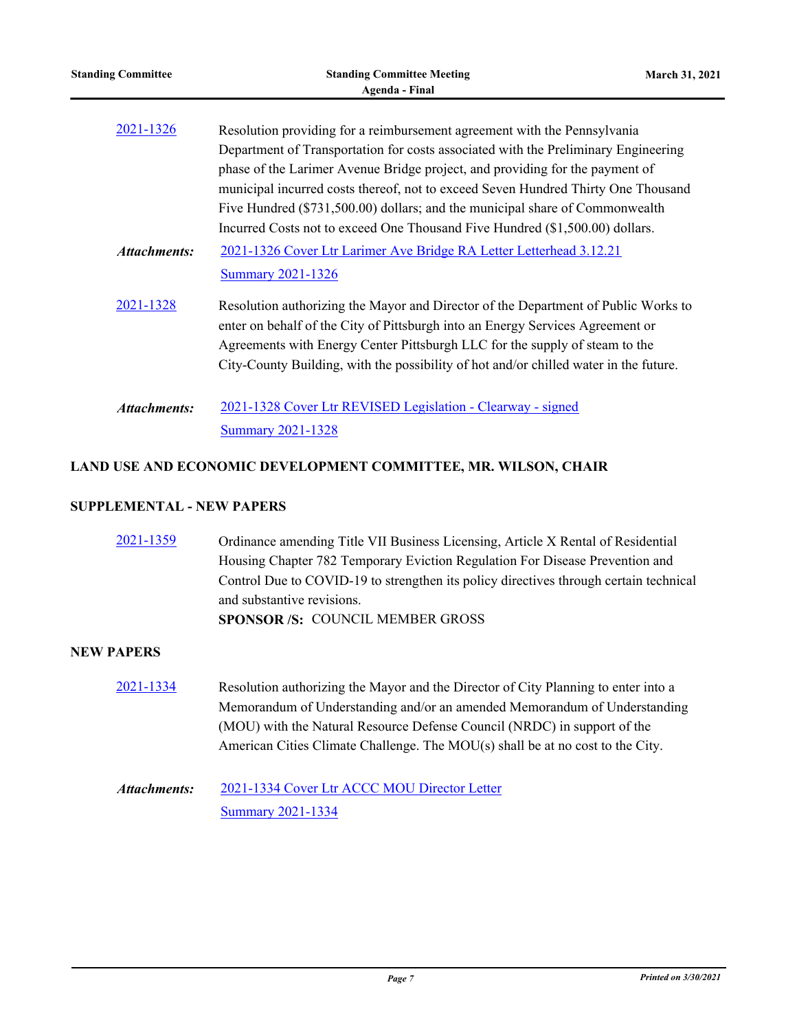2021-1326 Resolution providing for a reimbursement agreement with the Pennsylvania Department of Transportation for costs associated with the Preliminary Engineering phase of the Larimer Avenue Bridge project, and providing for the payment of municipal incurred costs thereof, not to exceed Seven Hundred Thirty One Thousand Five Hundred ($731,500.00) dollars; and the municipal share of Commonwealth Incurred Costs not to exceed One Thousand Five Hundred ($1,500.00) dollars.

*Attachments:* 2021-1326 Cover Ltr Larimer Ave Bridge RA Letter Letterhead 3.12.21
Summary 2021-1326

2021-1328 Resolution authorizing the Mayor and Director of the Department of Public Works to enter on behalf of the City of Pittsburgh into an Energy Services Agreement or Agreements with Energy Center Pittsburgh LLC for the supply of steam to the City-County Building, with the possibility of hot and/or chilled water in the future.

*Attachments:* 2021-1328 Cover Ltr REVISED Legislation - Clearway - signed
Summary 2021-1328

**LAND USE AND ECONOMIC DEVELOPMENT COMMITTEE, MR. WILSON, CHAIR**

**SUPPLEMENTAL - NEW PAPERS**

2021-1359 Ordinance amending Title VII Business Licensing, Article X Rental of Residential Housing Chapter 782 Temporary Eviction Regulation For Disease Prevention and Control Due to COVID-19 to strengthen its policy directives through certain technical and substantive revisions.
**SPONSOR /S:** COUNCIL MEMBER GROSS

**NEW PAPERS**

2021-1334 Resolution authorizing the Mayor and the Director of City Planning to enter into a Memorandum of Understanding and/or an amended Memorandum of Understanding (MOU) with the Natural Resource Defense Council (NRDC) in support of the American Cities Climate Challenge. The MOU(s) shall be at no cost to the City.

*Attachments:* 2021-1334 Cover Ltr ACCC MOU Director Letter
Summary 2021-1334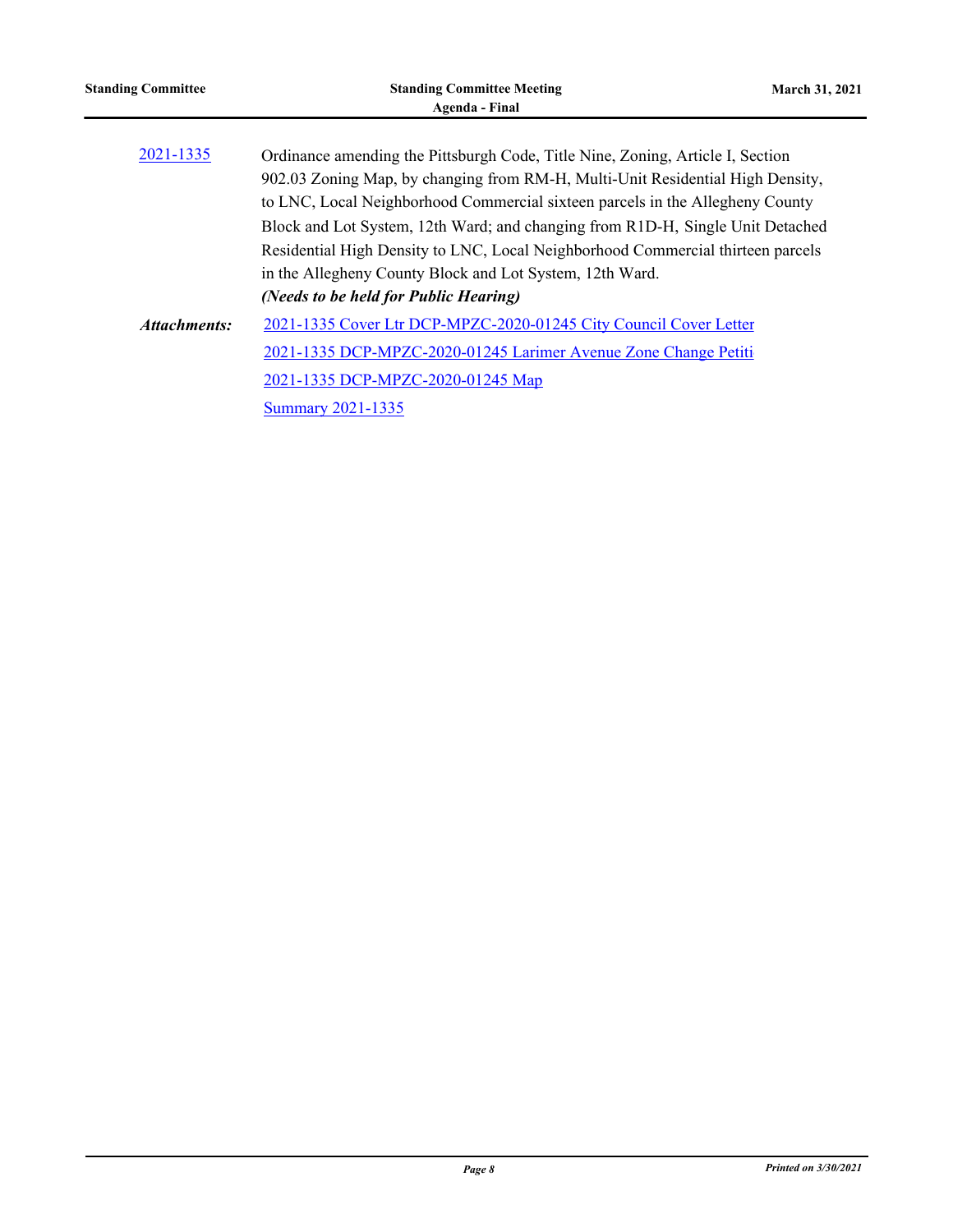2021-1335 Ordinance amending the Pittsburgh Code, Title Nine, Zoning, Article I, Section 902.03 Zoning Map, by changing from RM-H, Multi-Unit Residential High Density, to LNC, Local Neighborhood Commercial sixteen parcels in the Allegheny County Block and Lot System, 12th Ward; and changing from R1D-H, Single Unit Detached Residential High Density to LNC, Local Neighborhood Commercial thirteen parcels in the Allegheny County Block and Lot System, 12th Ward.

***(Needs to be held for Public Hearing)***

***Attachments:***

2021-1335 Cover Ltr DCP-MPZC-2020-01245 City Council Cover Letter

2021-1335 DCP-MPZC-2020-01245 Larimer Avenue Zone Change Petiti

2021-1335 DCP-MPZC-2020-01245 Map

Summary 2021-1335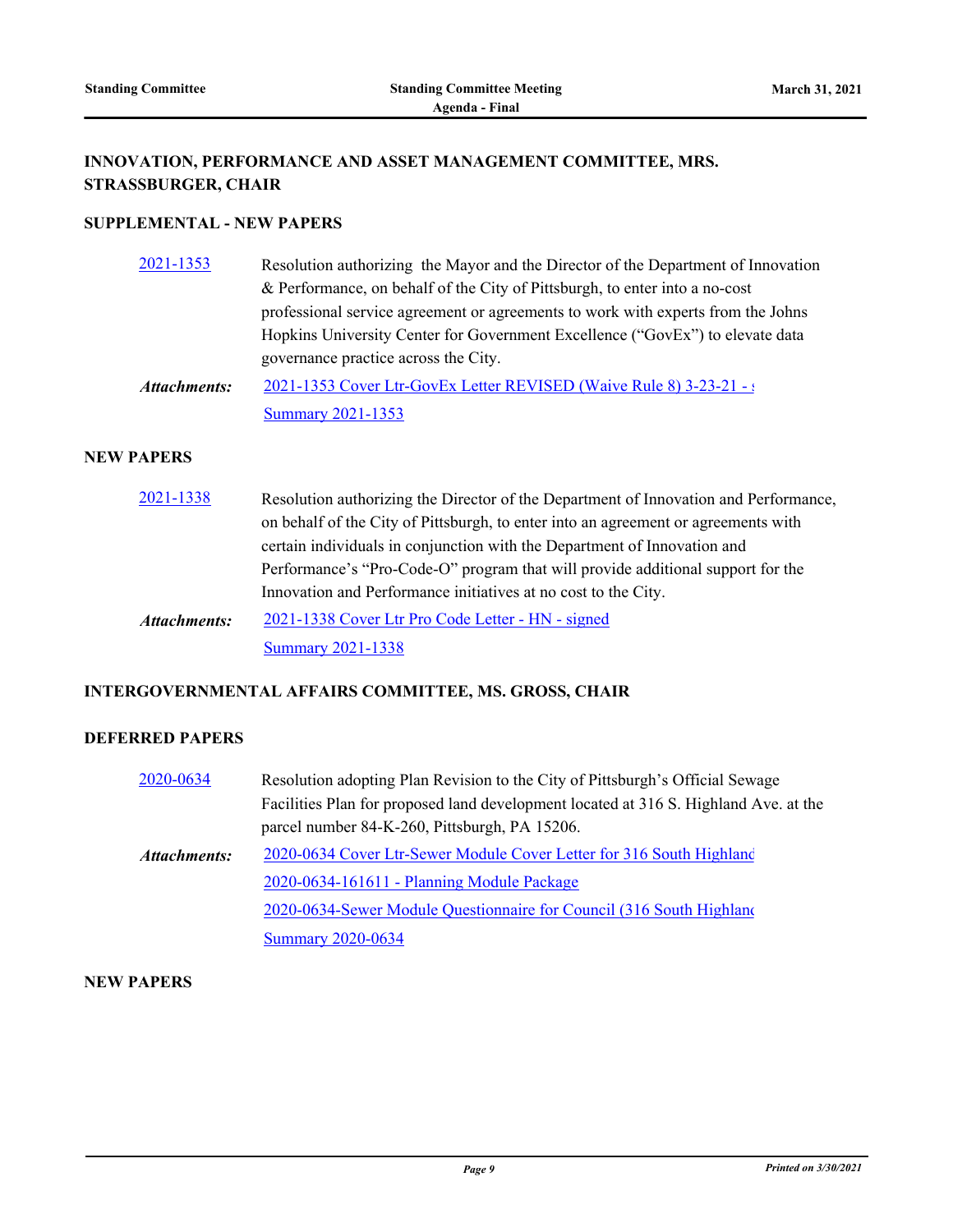## INNOVATION, PERFORMANCE AND ASSET MANAGEMENT COMMITTEE, MRS. STRASSBURGER, CHAIR

### SUPPLEMENTAL - NEW PAPERS

[2021-1353](2021-1353) Resolution authorizing the Mayor and the Director of the Department of Innovation & Performance, on behalf of the City of Pittsburgh, to enter into a no-cost professional service agreement or agreements to work with experts from the Johns Hopkins University Center for Government Excellence ("GovEx") to elevate data governance practice across the City.

***Attachments:*** 2021-1353 Cover Ltr-GovEx Letter REVISED (Waive Rule 8) 3-23-21 - s
Summary 2021-1353

### NEW PAPERS

2021-1338 Resolution authorizing the Director of the Department of Innovation and Performance, on behalf of the City of Pittsburgh, to enter into an agreement or agreements with certain individuals in conjunction with the Department of Innovation and Performance's "Pro-Code-O" program that will provide additional support for the Innovation and Performance initiatives at no cost to the City.

***Attachments:*** 2021-1338 Cover Ltr Pro Code Letter - HN - signed
Summary 2021-1338

## INTERGOVERNMENTAL AFFAIRS COMMITTEE, MS. GROSS, CHAIR

### DEFERRED PAPERS

2020-0634 Resolution adopting Plan Revision to the City of Pittsburgh's Official Sewage Facilities Plan for proposed land development located at 316 S. Highland Ave. at the parcel number 84-K-260, Pittsburgh, PA 15206.

***Attachments:*** 2020-0634 Cover Ltr-Sewer Module Cover Letter for 316 South Highland
2020-0634-161611 - Planning Module Package
2020-0634-Sewer Module Questionnaire for Council (316 South Highland
Summary 2020-0634

### NEW PAPERS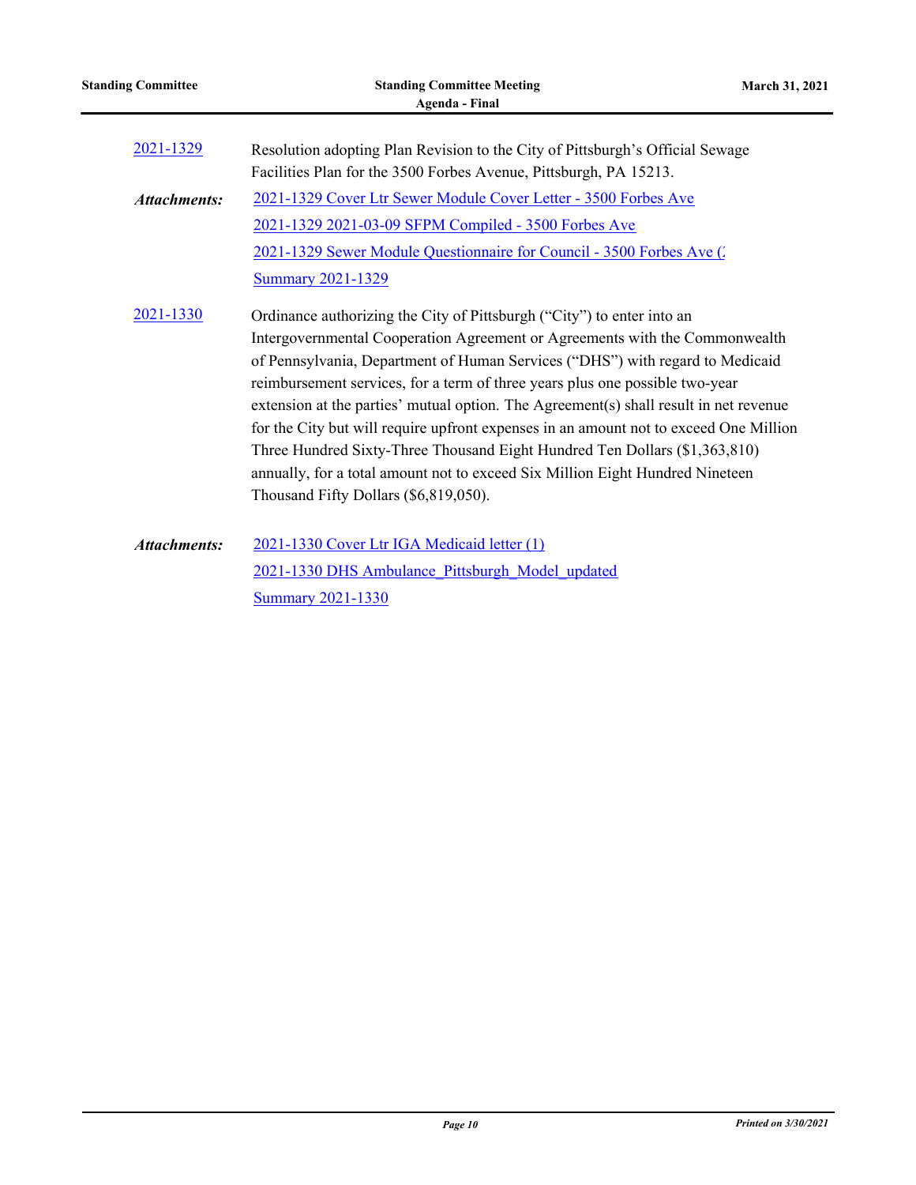2021-1329 Resolution adopting Plan Revision to the City of Pittsburgh's Official Sewage Facilities Plan for the 3500 Forbes Avenue, Pittsburgh, PA 15213.

***Attachments:***
- 2021-1329 Cover Ltr Sewer Module Cover Letter - 3500 Forbes Ave
- 2021-1329 2021-03-09 SFPM Compiled - 3500 Forbes Ave
- 2021-1329 Sewer Module Questionnaire for Council - 3500 Forbes Ave (2
- Summary 2021-1329

2021-1330 Ordinance authorizing the City of Pittsburgh ("City") to enter into an Intergovernmental Cooperation Agreement or Agreements with the Commonwealth of Pennsylvania, Department of Human Services ("DHS") with regard to Medicaid reimbursement services, for a term of three years plus one possible two-year extension at the parties' mutual option. The Agreement(s) shall result in net revenue for the City but will require upfront expenses in an amount not to exceed One Million Three Hundred Sixty-Three Thousand Eight Hundred Ten Dollars ($1,363,810) annually, for a total amount not to exceed Six Million Eight Hundred Nineteen Thousand Fifty Dollars ($6,819,050).

***Attachments:***
- 2021-1330 Cover Ltr IGA Medicaid letter (1)
- 2021-1330 DHS Ambulance_Pittsburgh_Model_updated
- Summary 2021-1330